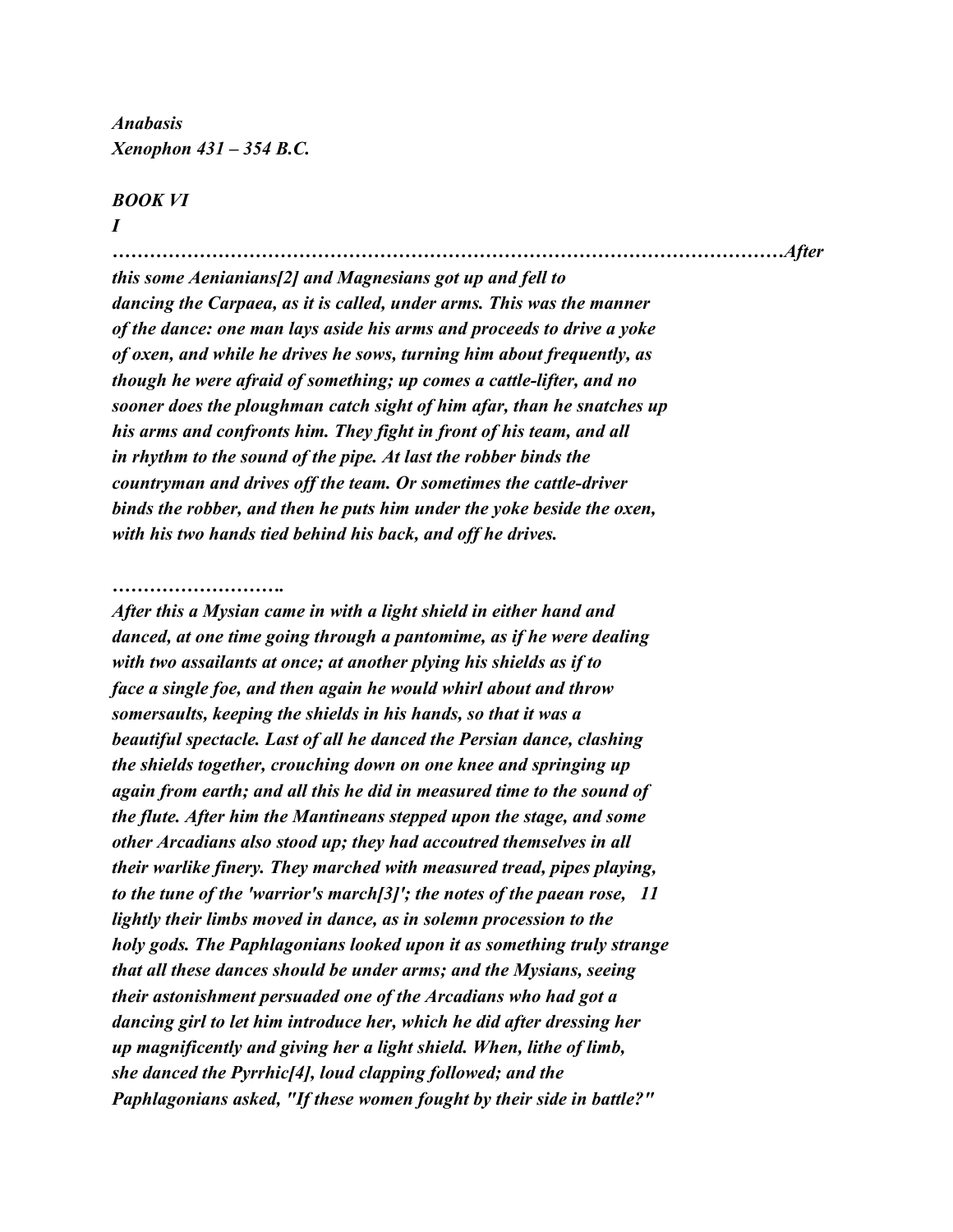*Anabasis*
*Xenophon 431 – 354 B.C.*

***BOOK VI***

***I***

***……………………………………………………………………………………………After this some Aenianians[2] and Magnesians got up and fell to dancing the Carpaea, as it is called, under arms. This was the manner of the dance: one man lays aside his arms and proceeds to drive a yoke of oxen, and while he drives he sows, turning him about frequently, as though he were afraid of something; up comes a cattle-lifter, and no sooner does the ploughman catch sight of him afar, than he snatches up his arms and confronts him. They fight in front of his team, and all in rhythm to the sound of the pipe. At last the robber binds the countryman and drives off the team. Or sometimes the cattle-driver binds the robber, and then he puts him under the yoke beside the oxen, with his two hands tied behind his back, and off he drives.***

***……………………….***

***After this a Mysian came in with a light shield in either hand and danced, at one time going through a pantomime, as if he were dealing with two assailants at once; at another plying his shields as if to face a single foe, and then again he would whirl about and throw somersaults, keeping the shields in his hands, so that it was a beautiful spectacle. Last of all he danced the Persian dance, clashing the shields together, crouching down on one knee and springing up again from earth; and all this he did in measured time to the sound of the flute. After him the Mantineans stepped upon the stage, and some other Arcadians also stood up; they had accoutred themselves in all their warlike finery. They marched with measured tread, pipes playing, to the tune of the 'warrior's march[3]'; the notes of the paean rose, 11 lightly their limbs moved in dance, as in solemn procession to the holy gods. The Paphlagonians looked upon it as something truly strange that all these dances should be under arms; and the Mysians, seeing their astonishment persuaded one of the Arcadians who had got a dancing girl to let him introduce her, which he did after dressing her up magnificently and giving her a light shield. When, lithe of limb, she danced the Pyrrhic[4], loud clapping followed; and the Paphlagonians asked, "If these women fought by their side in battle?"***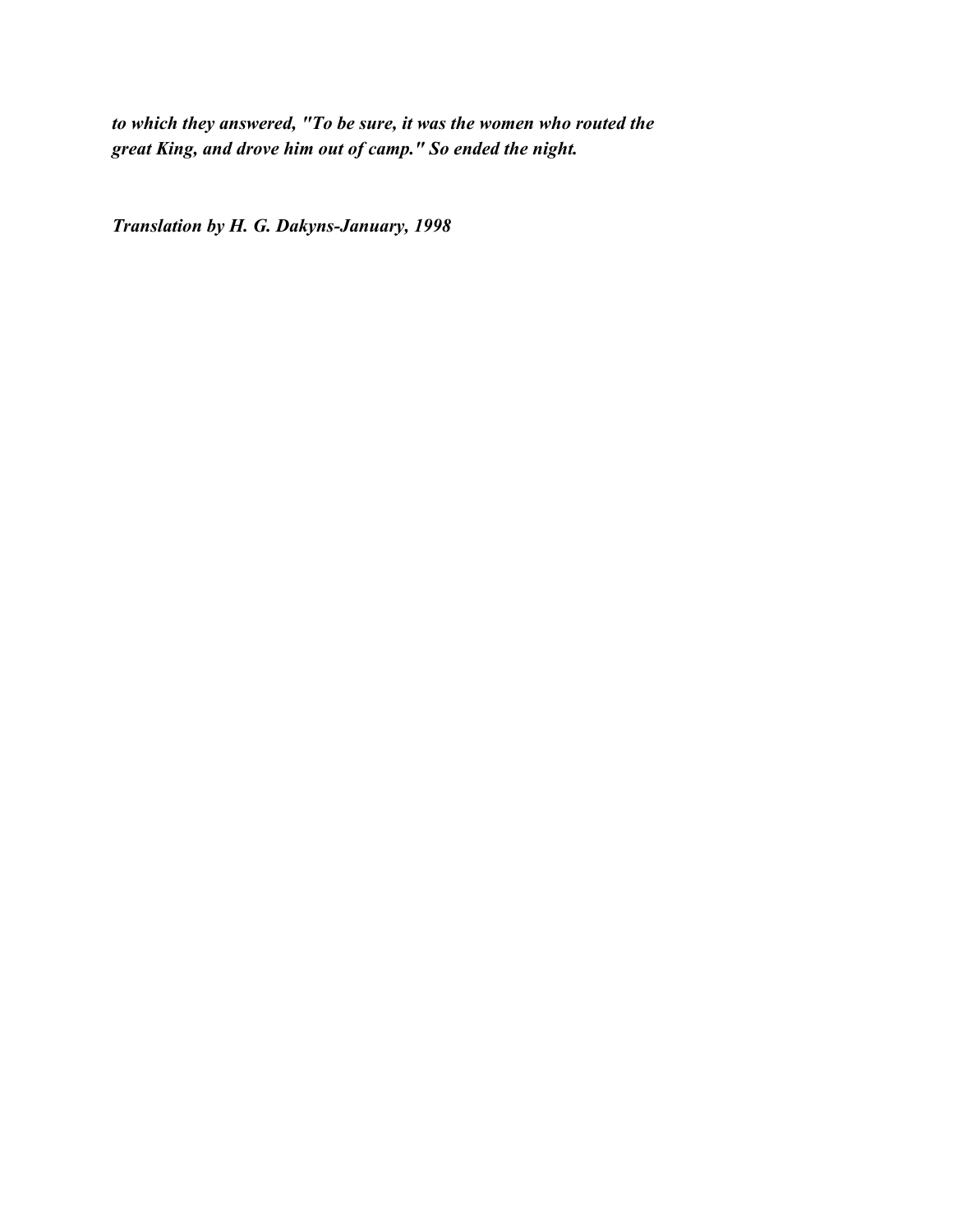*to which they answered, "To be sure, it was the women who routed the great King, and drove him out of camp." So ended the night.*

*Translation by H. G. Dakyns-January, 1998*